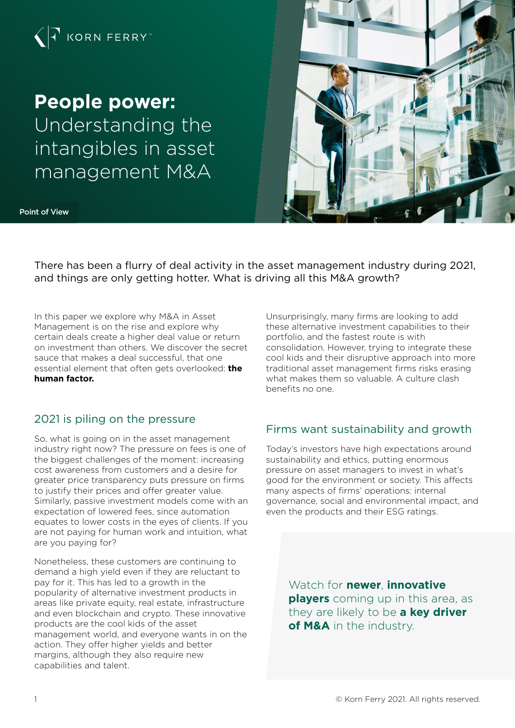KORN FERRY

# **People power:** Understanding the intangibles in asset management M&A

Point of View

There has been a flurry of deal activity in the asset management industry during 2021, and things are only getting hotter. What is driving all this M&A growth?

In this paper we explore why M&A in Asset Management is on the rise and explore why certain deals create a higher deal value or return on investment than others. We discover the secret sauce that makes a deal successful, that one essential element that often gets overlooked: **the human factor.**

## 2021 is piling on the pressure

So, what is going on in the asset management industry right now? The pressure on fees is one of the biggest challenges of the moment: increasing cost awareness from customers and a desire for greater price transparency puts pressure on firms to justify their prices and offer greater value. Similarly, passive investment models come with an expectation of lowered fees, since automation equates to lower costs in the eyes of clients. If you are not paying for human work and intuition, what are you paying for?

Nonetheless, these customers are continuing to demand a high yield even if they are reluctant to pay for it. This has led to a growth in the popularity of alternative investment products in areas like private equity, real estate, infrastructure and even blockchain and crypto. These innovative products are the cool kids of the asset management world, and everyone wants in on the action. They offer higher yields and better margins, although they also require new capabilities and talent.

Unsurprisingly, many firms are looking to add these alternative investment capabilities to their portfolio, and the fastest route is with consolidation. However, trying to integrate these cool kids and their disruptive approach into more traditional asset management firms risks erasing what makes them so valuable. A culture clash benefits no one.

## Firms want sustainability and growth

Today's investors have high expectations around sustainability and ethics, putting enormous pressure on asset managers to invest in what's good for the environment or society. This affects many aspects of firms' operations: internal governance, social and environmental impact, and even the products and their ESG ratings.

> Watch for **newer**, **innovative players** coming up in this area, as they are likely to be **a key driver of M&A** in the industry.

© Korn Ferry 2021. All rights reserved.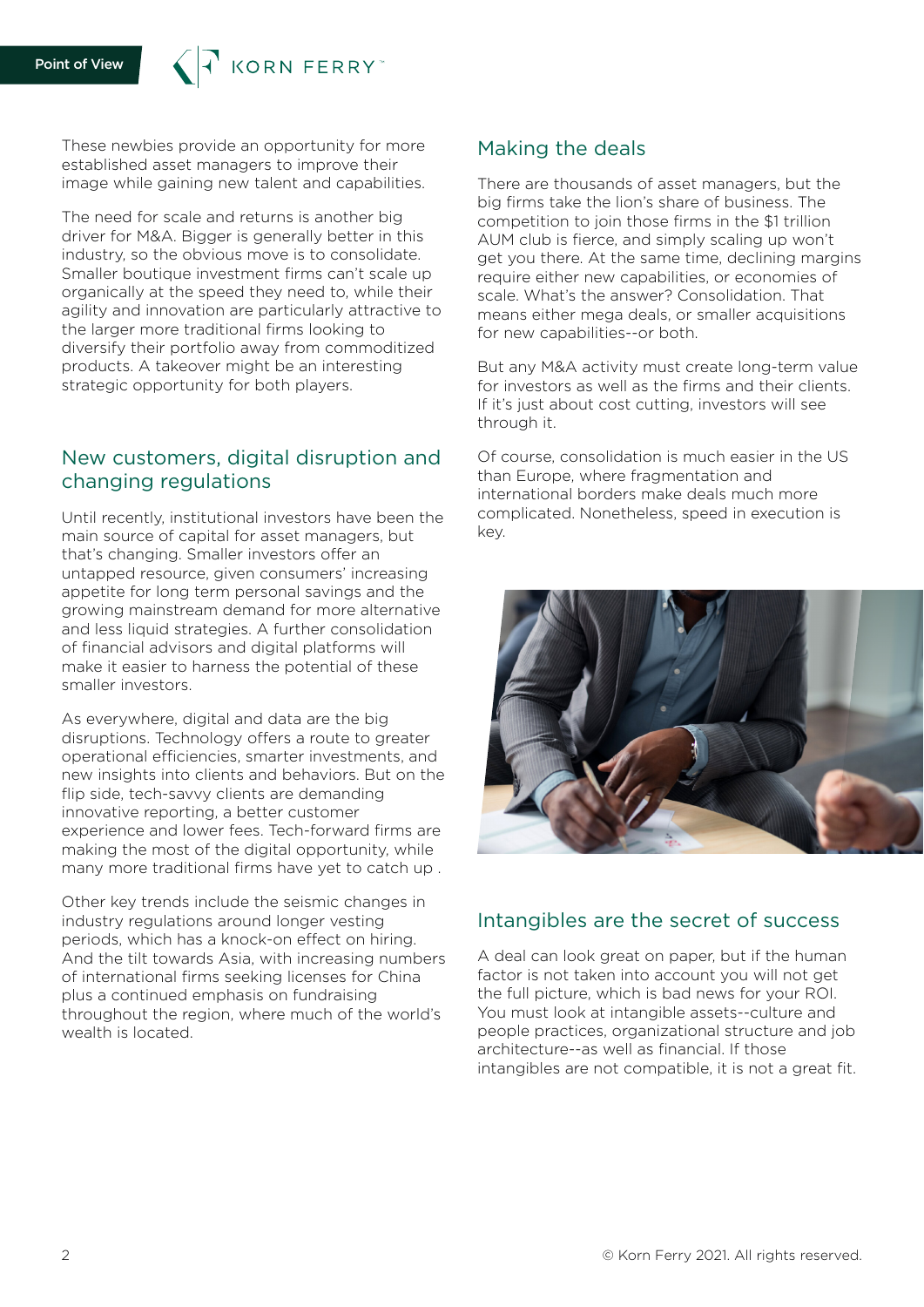These newbies provide an opportunity for more established asset managers to improve their image while gaining new talent and capabilities.

The need for scale and returns is another big driver for M&A. Bigger is generally better in this industry, so the obvious move is to consolidate. Smaller boutique investment firms can't scale up organically at the speed they need to, while their agility and innovation are particularly attractive to the larger more traditional firms looking to diversify their portfolio away from commoditized products. A takeover might be an interesting strategic opportunity for both players.

## New customers, digital disruption and changing regulations

Until recently, institutional investors have been the main source of capital for asset managers, but that's changing. Smaller investors offer an untapped resource, given consumers' increasing appetite for long term personal savings and the growing mainstream demand for more alternative and less liquid strategies. A further consolidation of financial advisors and digital platforms will make it easier to harness the potential of these smaller investors.

As everywhere, digital and data are the big disruptions. Technology offers a route to greater operational efficiencies, smarter investments, and new insights into clients and behaviors. But on the flip side, tech-savvy clients are demanding innovative reporting, a better customer experience and lower fees. Tech-forward firms are making the most of the digital opportunity, while many more traditional firms have yet to catch up .

Other key trends include the seismic changes in industry regulations around longer vesting periods, which has a knock-on effect on hiring. And the tilt towards Asia, with increasing numbers of international firms seeking licenses for China plus a continued emphasis on fundraising throughout the region, where much of the world's wealth is located.

## Making the deals

There are thousands of asset managers, but the big firms take the lion's share of business. The competition to join those firms in the $1 trillion AUM club is fierce, and simply scaling up won't get you there. At the same time, declining margins require either new capabilities, or economies of scale. What's the answer? Consolidation. That means either mega deals, or smaller acquisitions for new capabilities--or both.

But any M&A activity must create long-term value for investors as well as the firms and their clients. If it's just about cost cutting, investors will see through it.

Of course, consolidation is much easier in the US than Europe, where fragmentation and international borders make deals much more complicated. Nonetheless, speed in execution is key.

## Intangibles are the secret of success

A deal can look great on paper, but if the human factor is not taken into account you will not get the full picture, which is bad news for your ROI. You must look at intangible assets--culture and people practices, organizational structure and job architecture--as well as financial. If those intangibles are not compatible, it is not a great fit.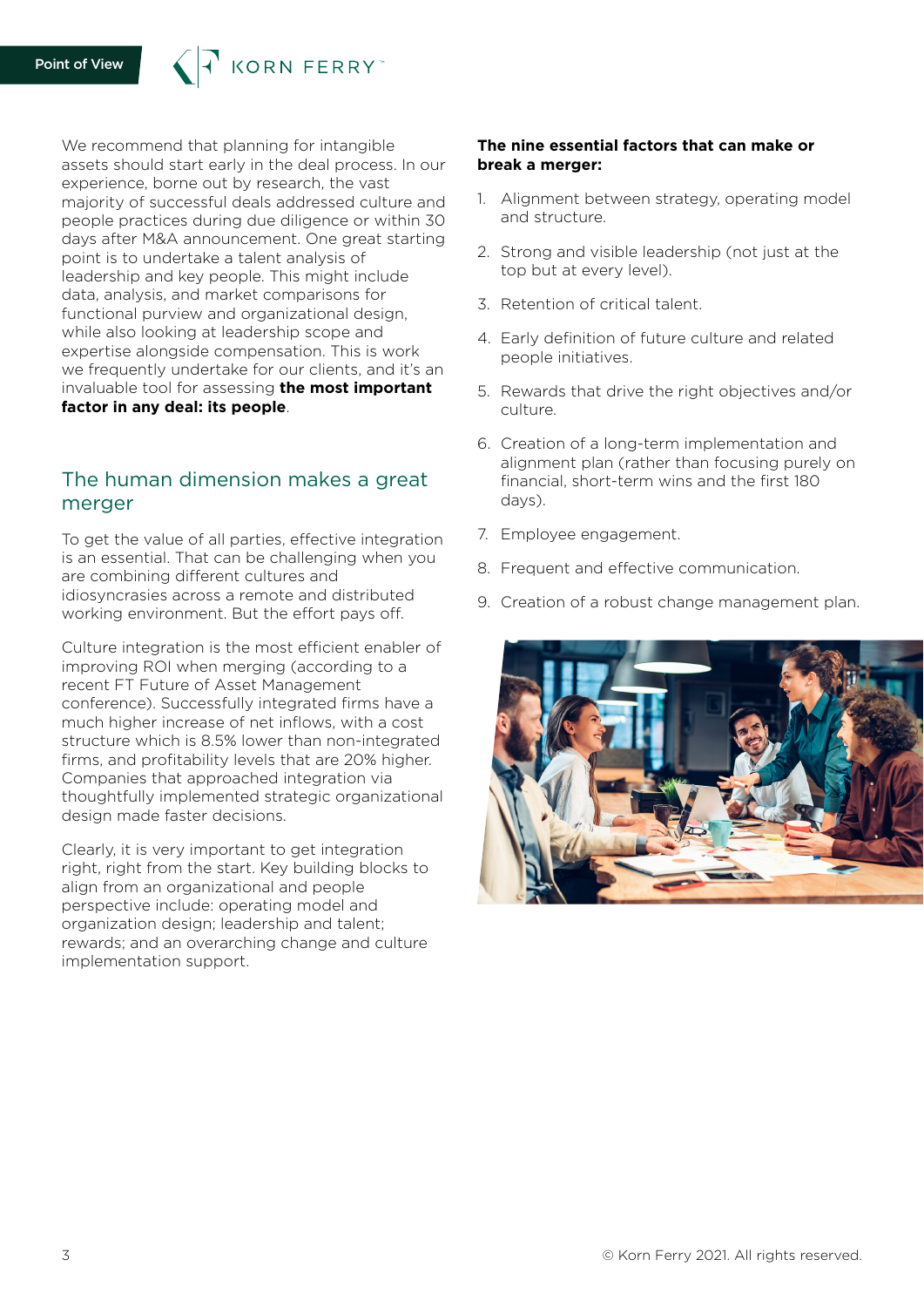We recommend that planning for intangible assets should start early in the deal process. In our experience, borne out by research, the vast majority of successful deals addressed culture and people practices during due diligence or within 30 days after M&A announcement. One great starting point is to undertake a talent analysis of leadership and key people. This might include data, analysis, and market comparisons for functional purview and organizational design, while also looking at leadership scope and expertise alongside compensation. This is work we frequently undertake for our clients, and it's an invaluable tool for assessing **the most important factor in any deal: its people**.

## The human dimension makes a great merger

To get the value of all parties, effective integration is an essential. That can be challenging when you are combining different cultures and idiosyncrasies across a remote and distributed working environment. But the effort pays off.

Culture integration is the most efficient enabler of improving ROI when merging (according to a recent FT Future of Asset Management conference). Successfully integrated firms have a much higher increase of net inflows, with a cost structure which is 8.5% lower than non-integrated firms, and profitability levels that are 20% higher. Companies that approached integration via thoughtfully implemented strategic organizational design made faster decisions.

Clearly, it is very important to get integration right, right from the start. Key building blocks to align from an organizational and people perspective include: operating model and organization design; leadership and talent; rewards; and an overarching change and culture implementation support.

**The nine essential factors that can make or break a merger:**

1. Alignment between strategy, operating model and structure.
2. Strong and visible leadership (not just at the top but at every level).
3. Retention of critical talent.
4. Early definition of future culture and related people initiatives.
5. Rewards that drive the right objectives and/or culture.
6. Creation of a long-term implementation and alignment plan (rather than focusing purely on financial, short-term wins and the first 180 days).
7. Employee engagement.
8. Frequent and effective communication.
9. Creation of a robust change management plan.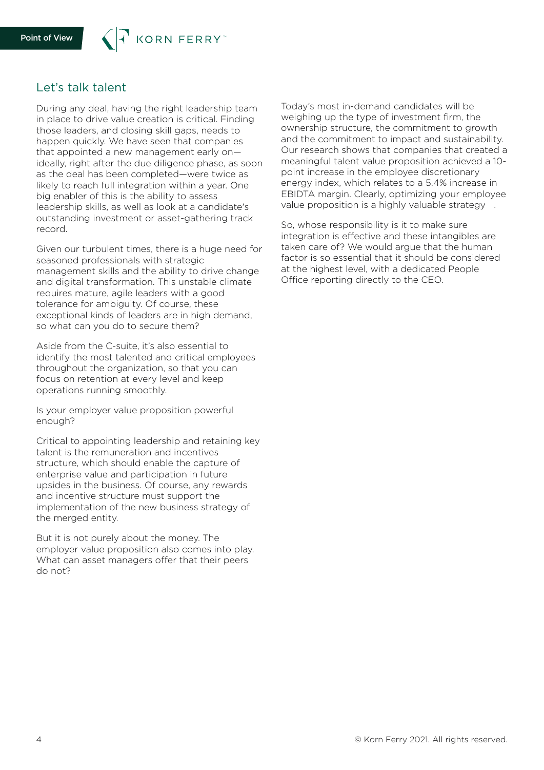## Let's talk talent

During any deal, having the right leadership team in place to drive value creation is critical. Finding those leaders, and closing skill gaps, needs to happen quickly. We have seen that companies that appointed a new management early on—ideally, right after the due diligence phase, as soon as the deal has been completed—were twice as likely to reach full integration within a year. One big enabler of this is the ability to assess leadership skills, as well as look at a candidate's outstanding investment or asset-gathering track record.

Given our turbulent times, there is a huge need for seasoned professionals with strategic management skills and the ability to drive change and digital transformation. This unstable climate requires mature, agile leaders with a good tolerance for ambiguity. Of course, these exceptional kinds of leaders are in high demand, so what can you do to secure them?

Aside from the C-suite, it's also essential to identify the most talented and critical employees throughout the organization, so that you can focus on retention at every level and keep operations running smoothly.

Is your employer value proposition powerful enough?

Critical to appointing leadership and retaining key talent is the remuneration and incentives structure, which should enable the capture of enterprise value and participation in future upsides in the business. Of course, any rewards and incentive structure must support the implementation of the new business strategy of the merged entity.

But it is not purely about the money. The employer value proposition also comes into play. What can asset managers offer that their peers do not?

Today's most in-demand candidates will be weighing up the type of investment firm, the ownership structure, the commitment to growth and the commitment to impact and sustainability. Our research shows that companies that created a meaningful talent value proposition achieved a 10-point increase in the employee discretionary energy index, which relates to a 5.4% increase in EBIDTA margin. Clearly, optimizing your employee value proposition is a highly valuable strategy .

So, whose responsibility is it to make sure integration is effective and these intangibles are taken care of? We would argue that the human factor is so essential that it should be considered at the highest level, with a dedicated People Office reporting directly to the CEO.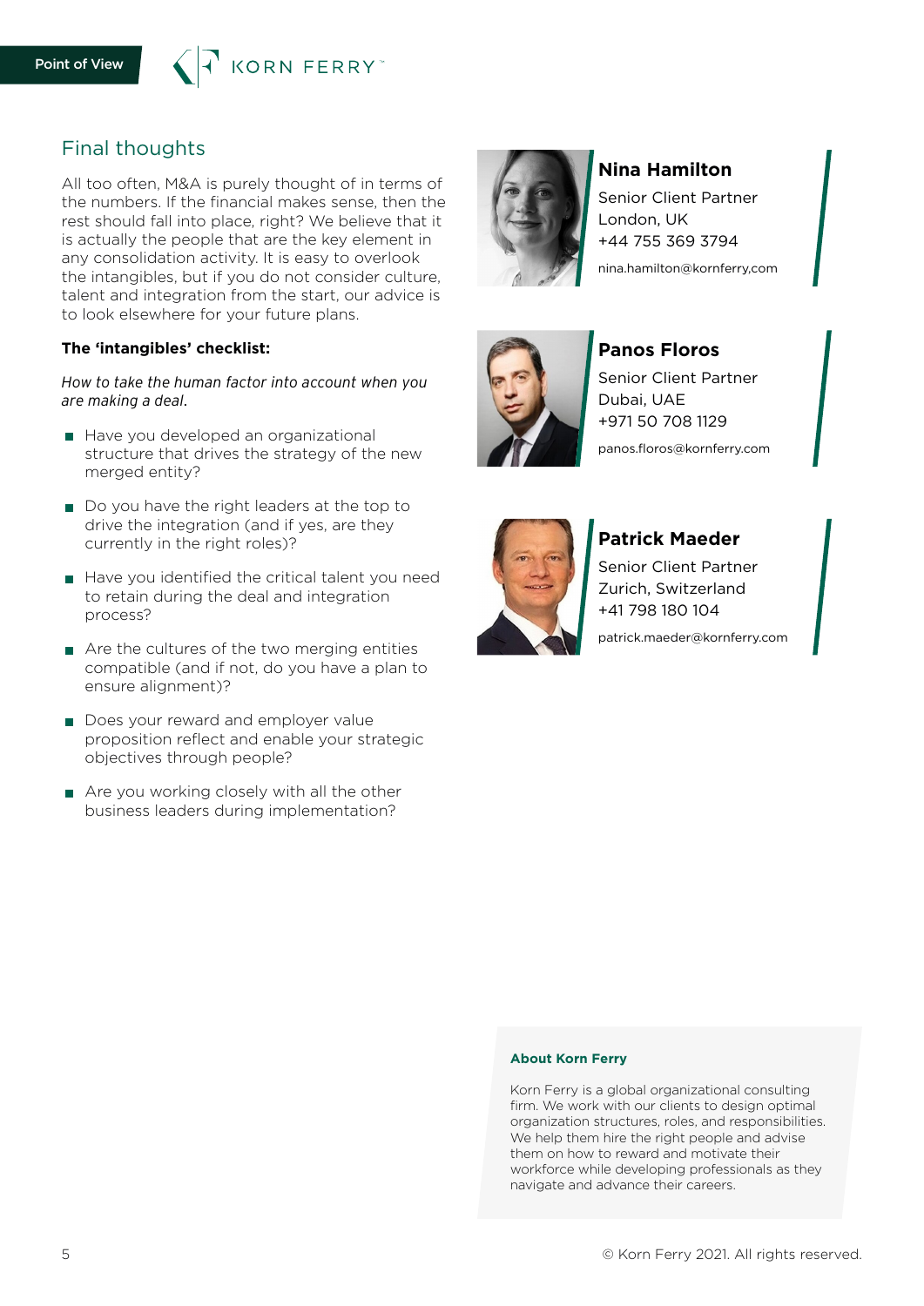## Final thoughts

All too often, M&A is purely thought of in terms of the numbers. If the financial makes sense, then the rest should fall into place, right? We believe that it is actually the people that are the key element in any consolidation activity. It is easy to overlook the intangibles, but if you do not consider culture, talent and integration from the start, our advice is to look elsewhere for your future plans.

**The 'intangibles' checklist:**

*How to take the human factor into account when you are making a deal.*

- Have you developed an organizational structure that drives the strategy of the new merged entity?
- Do you have the right leaders at the top to drive the integration (and if yes, are they currently in the right roles)?
- Have you identified the critical talent you need to retain during the deal and integration process?
- Are the cultures of the two merging entities compatible (and if not, do you have a plan to ensure alignment)?
- Does your reward and employer value proposition reflect and enable your strategic objectives through people?
- Are you working closely with all the other business leaders during implementation?

**Nina Hamilton**
Senior Client Partner
London, UK
+44 755 369 3794
nina.hamilton@kornferry,com

**Panos Floros**
Senior Client Partner
Dubai, UAE
+971 50 708 1129
panos.floros@kornferry.com

**Patrick Maeder**
Senior Client Partner
Zurich, Switzerland
+41 798 180 104
patrick.maeder@kornferry.com

**About Korn Ferry**

Korn Ferry is a global organizational consulting firm. We work with our clients to design optimal organization structures, roles, and responsibilities. We help them hire the right people and advise them on how to reward and motivate their workforce while developing professionals as they navigate and advance their careers.

© Korn Ferry 2021. All rights reserved.